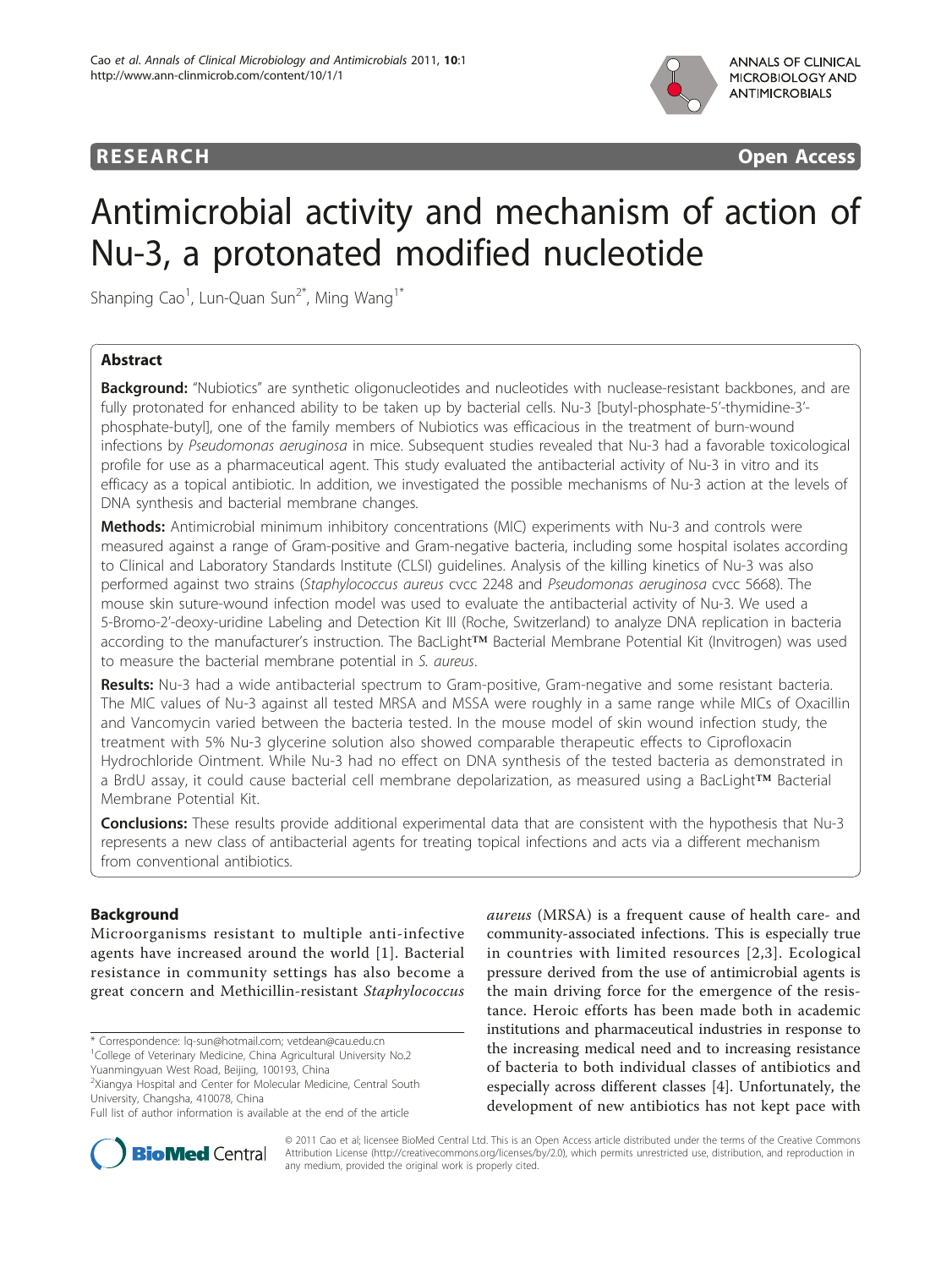RESEARCH Open Access

# Antimicrobial activity and mechanism of action of Nu-3, a protonated modified nucleotide

Shanping Cao[1], Lun-Quan Sun[2*], Ming Wang[1*]

## Abstract

**Background:** "Nubiotics" are synthetic oligonucleotides and nucleotides with nuclease-resistant backbones, and are fully protonated for enhanced ability to be taken up by bacterial cells. Nu-3 [butyl-phosphate-5'-thymidine-3'-phosphate-butyl], one of the family members of Nubiotics was efficacious in the treatment of burn-wound infections by *Pseudomonas aeruginosa* in mice. Subsequent studies revealed that Nu-3 had a favorable toxicological profile for use as a pharmaceutical agent. This study evaluated the antibacterial activity of Nu-3 in vitro and its efficacy as a topical antibiotic. In addition, we investigated the possible mechanisms of Nu-3 action at the levels of DNA synthesis and bacterial membrane changes.

**Methods:** Antimicrobial minimum inhibitory concentrations (MIC) experiments with Nu-3 and controls were measured against a range of Gram-positive and Gram-negative bacteria, including some hospital isolates according to Clinical and Laboratory Standards Institute (CLSI) guidelines. Analysis of the killing kinetics of Nu-3 was also performed against two strains (*Staphylococcus aureus* cvcc 2248 and *Pseudomonas aeruginosa* cvcc 5668). The mouse skin suture-wound infection model was used to evaluate the antibacterial activity of Nu-3. We used a 5-Bromo-2'-deoxy-uridine Labeling and Detection Kit III (Roche, Switzerland) to analyze DNA replication in bacteria according to the manufacturer's instruction. The BacLight™ Bacterial Membrane Potential Kit (Invitrogen) was used to measure the bacterial membrane potential in *S. aureus*.

**Results:** Nu-3 had a wide antibacterial spectrum to Gram-positive, Gram-negative and some resistant bacteria. The MIC values of Nu-3 against all tested MRSA and MSSA were roughly in a same range while MICs of Oxacillin and Vancomycin varied between the bacteria tested. In the mouse model of skin wound infection study, the treatment with 5% Nu-3 glycerine solution also showed comparable therapeutic effects to Ciprofloxacin Hydrochloride Ointment. While Nu-3 had no effect on DNA synthesis of the tested bacteria as demonstrated in a BrdU assay, it could cause bacterial cell membrane depolarization, as measured using a BacLight™ Bacterial Membrane Potential Kit.

**Conclusions:** These results provide additional experimental data that are consistent with the hypothesis that Nu-3 represents a new class of antibacterial agents for treating topical infections and acts via a different mechanism from conventional antibiotics.

## Background

Microorganisms resistant to multiple anti-infective agents have increased around the world [1]. Bacterial resistance in community settings has also become a great concern and Methicillin-resistant *Staphylococcus aureus* (MRSA) is a frequent cause of health care- and community-associated infections. This is especially true in countries with limited resources [2,3]. Ecological pressure derived from the use of antimicrobial agents is the main driving force for the emergence of the resistance. Heroic efforts has been made both in academic institutions and pharmaceutical industries in response to the increasing medical need and to increasing resistance of bacteria to both individual classes of antibiotics and especially across different classes [4]. Unfortunately, the development of new antibiotics has not kept pace with

* Correspondence: lq-sun@hotmail.com; vetdean@cau.edu.cn
[1]College of Veterinary Medicine, China Agricultural University No.2 Yuanmingyuan West Road, Beijing, 100193, China
[2]Xiangya Hospital and Center for Molecular Medicine, Central South University, Changsha, 410078, China
Full list of author information is available at the end of the article

© 2011 Cao et al; licensee BioMed Central Ltd. This is an Open Access article distributed under the terms of the Creative Commons Attribution License (http://creativecommons.org/licenses/by/2.0), which permits unrestricted use, distribution, and reproduction in any medium, provided the original work is properly cited.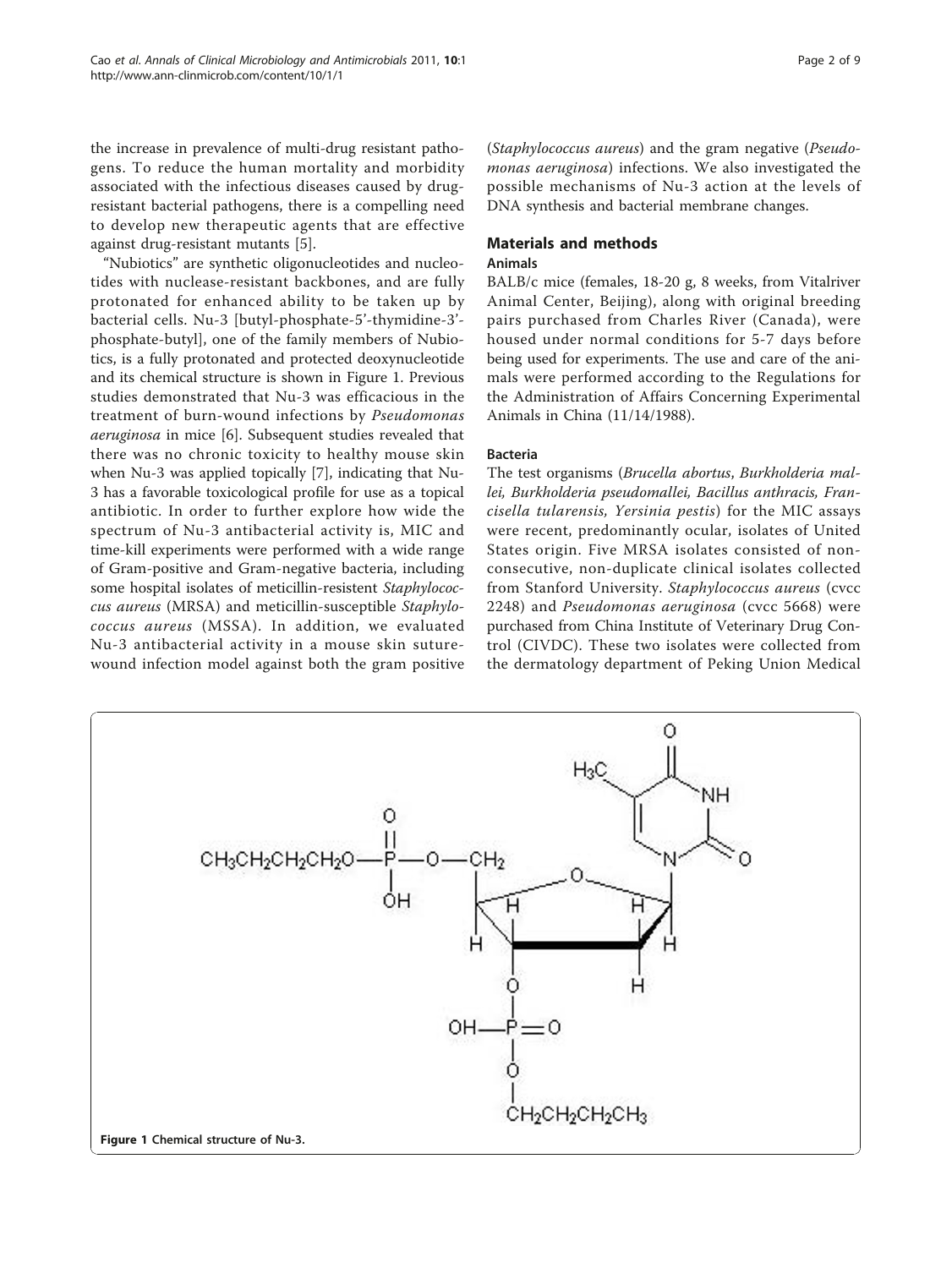the increase in prevalence of multi-drug resistant pathogens. To reduce the human mortality and morbidity associated with the infectious diseases caused by drug-resistant bacterial pathogens, there is a compelling need to develop new therapeutic agents that are effective against drug-resistant mutants [5].

"Nubiotics" are synthetic oligonucleotides and nucleotides with nuclease-resistant backbones, and are fully protonated for enhanced ability to be taken up by bacterial cells. Nu-3 [butyl-phosphate-5'-thymidine-3'-phosphate-butyl], one of the family members of Nubiotics, is a fully protonated and protected deoxynucleotide and its chemical structure is shown in Figure 1. Previous studies demonstrated that Nu-3 was efficacious in the treatment of burn-wound infections by *Pseudomonas aeruginosa* in mice [6]. Subsequent studies revealed that there was no chronic toxicity to healthy mouse skin when Nu-3 was applied topically [7], indicating that Nu-3 has a favorable toxicological profile for use as a topical antibiotic. In order to further explore how wide the spectrum of Nu-3 antibacterial activity is, MIC and time-kill experiments were performed with a wide range of Gram-positive and Gram-negative bacteria, including some hospital isolates of meticillin-resistent *Staphylococcus aureus* (MRSA) and meticillin-susceptible *Staphylococcus aureus* (MSSA). In addition, we evaluated Nu-3 antibacterial activity in a mouse skin suture-wound infection model against both the gram positive (*Staphylococcus aureus*) and the gram negative (*Pseudomonas aeruginosa*) infections. We also investigated the possible mechanisms of Nu-3 action at the levels of DNA synthesis and bacterial membrane changes.

## Materials and methods

### Animals

BALB/c mice (females, 18-20 g, 8 weeks, from Vitalriver Animal Center, Beijing), along with original breeding pairs purchased from Charles River (Canada), were housed under normal conditions for 5-7 days before being used for experiments. The use and care of the animals were performed according to the Regulations for the Administration of Affairs Concerning Experimental Animals in China (11/14/1988).

### Bacteria

The test organisms (*Brucella abortus*, *Burkholderia mallei*, *Burkholderia pseudomallei*, *Bacillus anthracis*, *Francisella tularensis*, *Yersinia pestis*) for the MIC assays were recent, predominantly ocular, isolates of United States origin. Five MRSA isolates consisted of non-consecutive, non-duplicate clinical isolates collected from Stanford University. *Staphylococcus aureus* (cvcc 2248) and *Pseudomonas aeruginosa* (cvcc 5668) were purchased from China Institute of Veterinary Drug Control (CIVDC). These two isolates were collected from the dermatology department of Peking Union Medical

Figure 1 Chemical structure of Nu-3.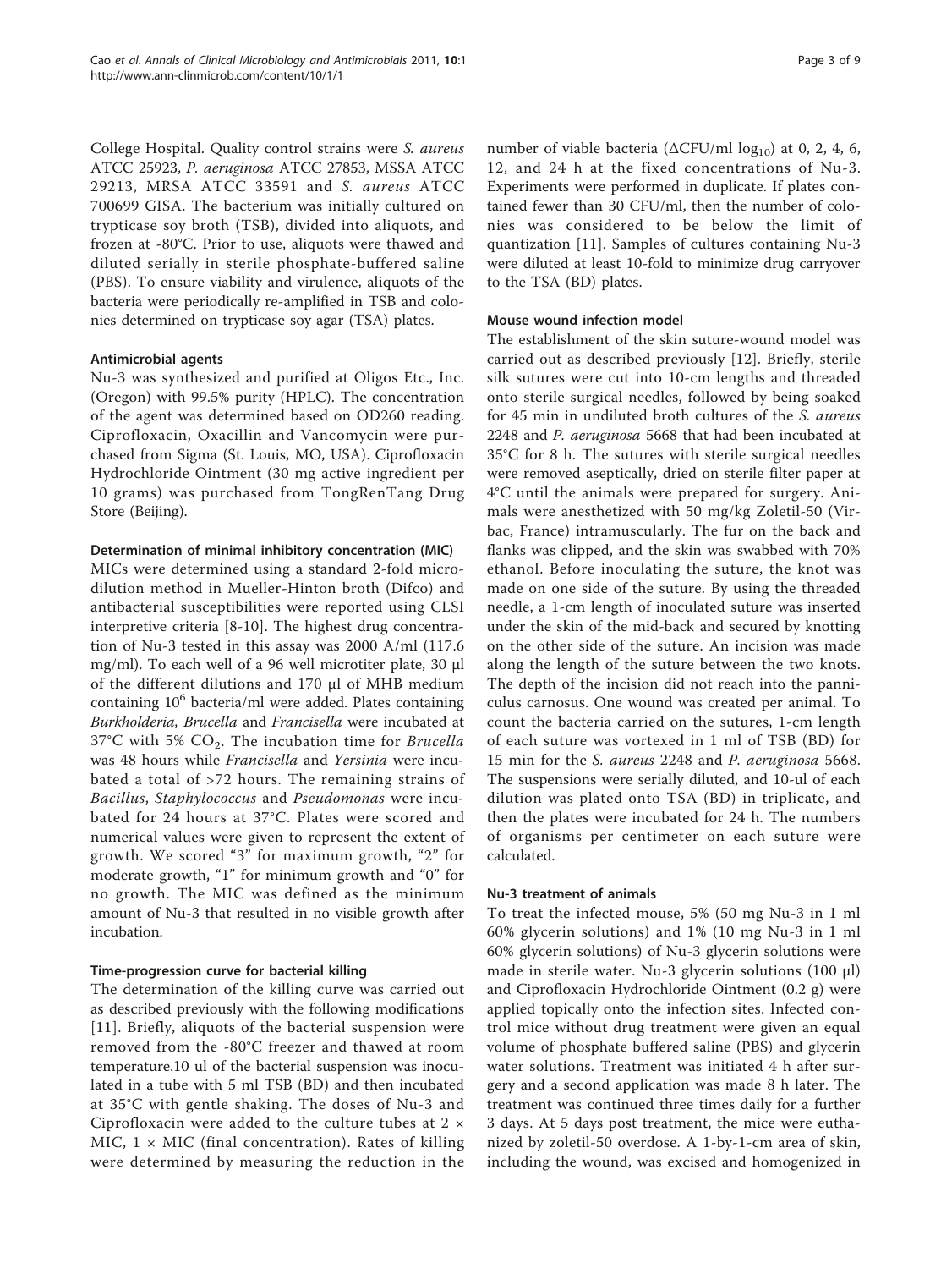College Hospital. Quality control strains were *S. aureus* ATCC 25923, *P. aeruginosa* ATCC 27853, MSSA ATCC 29213, MRSA ATCC 33591 and *S. aureus* ATCC 700699 GISA. The bacterium was initially cultured on trypticase soy broth (TSB), divided into aliquots, and frozen at -80°C. Prior to use, aliquots were thawed and diluted serially in sterile phosphate-buffered saline (PBS). To ensure viability and virulence, aliquots of the bacteria were periodically re-amplified in TSB and colonies determined on trypticase soy agar (TSA) plates.

### Antimicrobial agents

Nu-3 was synthesized and purified at Oligos Etc., Inc. (Oregon) with 99.5% purity (HPLC). The concentration of the agent was determined based on OD260 reading. Ciprofloxacin, Oxacillin and Vancomycin were purchased from Sigma (St. Louis, MO, USA). Ciprofloxacin Hydrochloride Ointment (30 mg active ingredient per 10 grams) was purchased from TongRenTang Drug Store (Beijing).

### Determination of minimal inhibitory concentration (MIC)

MICs were determined using a standard 2-fold microdilution method in Mueller-Hinton broth (Difco) and antibacterial susceptibilities were reported using CLSI interpretive criteria [8-10]. The highest drug concentration of Nu-3 tested in this assay was 2000 A/ml (117.6 mg/ml). To each well of a 96 well microtiter plate, 30 µl of the different dilutions and 170 µl of MHB medium containing $10^6$ bacteria/ml were added. Plates containing *Burkholderia, Brucella* and *Francisella* were incubated at 37°C with 5% $CO_2$. The incubation time for *Brucella* was 48 hours while *Francisella* and *Yersinia* were incubated a total of >72 hours. The remaining strains of *Bacillus*, *Staphylococcus* and *Pseudomonas* were incubated for 24 hours at 37°C. Plates were scored and numerical values were given to represent the extent of growth. We scored "3" for maximum growth, "2" for moderate growth, "1" for minimum growth and "0" for no growth. The MIC was defined as the minimum amount of Nu-3 that resulted in no visible growth after incubation.

### Time-progression curve for bacterial killing

The determination of the killing curve was carried out as described previously with the following modifications [11]. Briefly, aliquots of the bacterial suspension were removed from the -80°C freezer and thawed at room temperature.10 ul of the bacterial suspension was inoculated in a tube with 5 ml TSB (BD) and then incubated at 35°C with gentle shaking. The doses of Nu-3 and Ciprofloxacin were added to the culture tubes at 2 × MIC, 1 × MIC (final concentration). Rates of killing were determined by measuring the reduction in the number of viable bacteria ($\Delta$CFU/ml $\log_{10}$) at 0, 2, 4, 6, 12, and 24 h at the fixed concentrations of Nu-3. Experiments were performed in duplicate. If plates contained fewer than 30 CFU/ml, then the number of colonies was considered to be below the limit of quantization [11]. Samples of cultures containing Nu-3 were diluted at least 10-fold to minimize drug carryover to the TSA (BD) plates.

### Mouse wound infection model

The establishment of the skin suture-wound model was carried out as described previously [12]. Briefly, sterile silk sutures were cut into 10-cm lengths and threaded onto sterile surgical needles, followed by being soaked for 45 min in undiluted broth cultures of the *S. aureus* 2248 and *P. aeruginosa* 5668 that had been incubated at 35°C for 8 h. The sutures with sterile surgical needles were removed aseptically, dried on sterile filter paper at 4°C until the animals were prepared for surgery. Animals were anesthetized with 50 mg/kg Zoletil-50 (Virbac, France) intramuscularly. The fur on the back and flanks was clipped, and the skin was swabbed with 70% ethanol. Before inoculating the suture, the knot was made on one side of the suture. By using the threaded needle, a 1-cm length of inoculated suture was inserted under the skin of the mid-back and secured by knotting on the other side of the suture. An incision was made along the length of the suture between the two knots. The depth of the incision did not reach into the panniculus carnosus. One wound was created per animal. To count the bacteria carried on the sutures, 1-cm length of each suture was vortexed in 1 ml of TSB (BD) for 15 min for the *S. aureus* 2248 and *P. aeruginosa* 5668. The suspensions were serially diluted, and 10-ul of each dilution was plated onto TSA (BD) in triplicate, and then the plates were incubated for 24 h. The numbers of organisms per centimeter on each suture were calculated.

### Nu-3 treatment of animals

To treat the infected mouse, 5% (50 mg Nu-3 in 1 ml 60% glycerin solutions) and 1% (10 mg Nu-3 in 1 ml 60% glycerin solutions) of Nu-3 glycerin solutions were made in sterile water. Nu-3 glycerin solutions (100 µl) and Ciprofloxacin Hydrochloride Ointment (0.2 g) were applied topically onto the infection sites. Infected control mice without drug treatment were given an equal volume of phosphate buffered saline (PBS) and glycerin water solutions. Treatment was initiated 4 h after surgery and a second application was made 8 h later. The treatment was continued three times daily for a further 3 days. At 5 days post treatment, the mice were euthanized by zoletil-50 overdose. A 1-by-1-cm area of skin, including the wound, was excised and homogenized in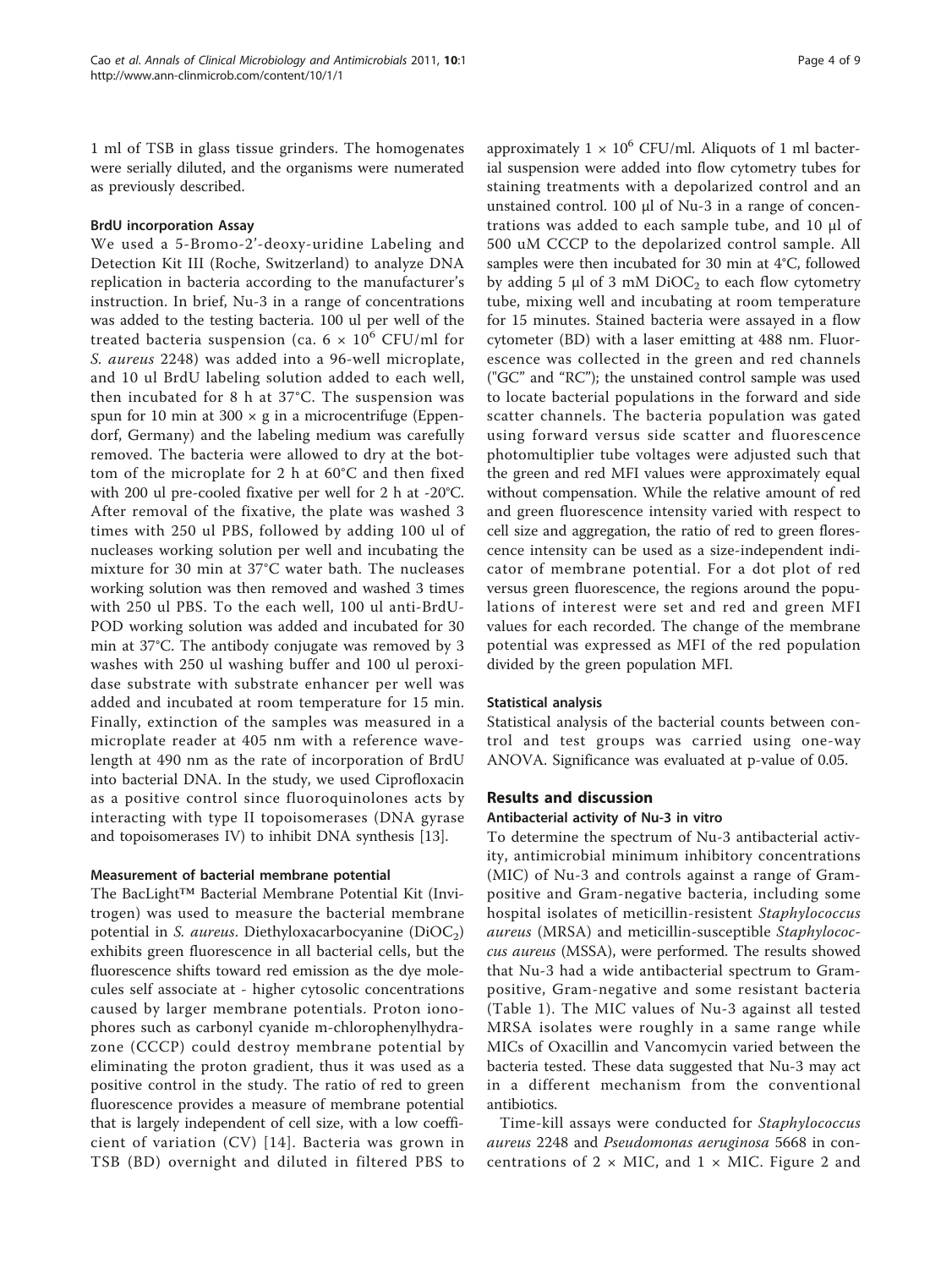1 ml of TSB in glass tissue grinders. The homogenates were serially diluted, and the organisms were numerated as previously described.

### BrdU incorporation Assay

We used a 5-Bromo-2'-deoxy-uridine Labeling and Detection Kit III (Roche, Switzerland) to analyze DNA replication in bacteria according to the manufacturer's instruction. In brief, Nu-3 in a range of concentrations was added to the testing bacteria. 100 ul per well of the treated bacteria suspension (ca. $6 \times 10^6$ CFU/ml for *S. aureus* 2248) was added into a 96-well microplate, and 10 ul BrdU labeling solution added to each well, then incubated for 8 h at 37°C. The suspension was spun for 10 min at 300 × g in a microcentrifuge (Eppendorf, Germany) and the labeling medium was carefully removed. The bacteria were allowed to dry at the bottom of the microplate for 2 h at 60°C and then fixed with 200 ul pre-cooled fixative per well for 2 h at -20°C. After removal of the fixative, the plate was washed 3 times with 250 ul PBS, followed by adding 100 ul of nucleases working solution per well and incubating the mixture for 30 min at 37°C water bath. The nucleases working solution was then removed and washed 3 times with 250 ul PBS. To the each well, 100 ul anti-BrdU-POD working solution was added and incubated for 30 min at 37°C. The antibody conjugate was removed by 3 washes with 250 ul washing buffer and 100 ul peroxidase substrate with substrate enhancer per well was added and incubated at room temperature for 15 min. Finally, extinction of the samples was measured in a microplate reader at 405 nm with a reference wavelength at 490 nm as the rate of incorporation of BrdU into bacterial DNA. In the study, we used Ciprofloxacin as a positive control since fluoroquinolones acts by interacting with type II topoisomerases (DNA gyrase and topoisomerases IV) to inhibit DNA synthesis [13].

### Measurement of bacterial membrane potential

The BacLight™ Bacterial Membrane Potential Kit (Invitrogen) was used to measure the bacterial membrane potential in *S. aureus*. Diethyloxacarbocyanine ($DiOC_2$) exhibits green fluorescence in all bacterial cells, but the fluorescence shifts toward red emission as the dye molecules self associate at - higher cytosolic concentrations caused by larger membrane potentials. Proton ionophores such as carbonyl cyanide m-chlorophenylhydrazone (CCCP) could destroy membrane potential by eliminating the proton gradient, thus it was used as a positive control in the study. The ratio of red to green fluorescence provides a measure of membrane potential that is largely independent of cell size, with a low coefficient of variation (CV) [14]. Bacteria was grown in TSB (BD) overnight and diluted in filtered PBS to approximately $1 \times 10^6$ CFU/ml. Aliquots of 1 ml bacterial suspension were added into flow cytometry tubes for staining treatments with a depolarized control and an unstained control. 100 μl of Nu-3 in a range of concentrations was added to each sample tube, and 10 μl of 500 uM CCCP to the depolarized control sample. All samples were then incubated for 30 min at 4°C, followed by adding 5 μl of 3 mM $DiOC_2$ to each flow cytometry tube, mixing well and incubating at room temperature for 15 minutes. Stained bacteria were assayed in a flow cytometer (BD) with a laser emitting at 488 nm. Fluorescence was collected in the green and red channels ("GC" and "RC"); the unstained control sample was used to locate bacterial populations in the forward and side scatter channels. The bacteria population was gated using forward versus side scatter and fluorescence photomultiplier tube voltages were adjusted such that the green and red MFI values were approximately equal without compensation. While the relative amount of red and green fluorescence intensity varied with respect to cell size and aggregation, the ratio of red to green florescence intensity can be used as a size-independent indicator of membrane potential. For a dot plot of red versus green fluorescence, the regions around the populations of interest were set and red and green MFI values for each recorded. The change of the membrane potential was expressed as MFI of the red population divided by the green population MFI.

### Statistical analysis

Statistical analysis of the bacterial counts between control and test groups was carried using one-way ANOVA. Significance was evaluated at p-value of 0.05.

## Results and discussion

### Antibacterial activity of Nu-3 in vitro

To determine the spectrum of Nu-3 antibacterial activity, antimicrobial minimum inhibitory concentrations (MIC) of Nu-3 and controls against a range of Gram-positive and Gram-negative bacteria, including some hospital isolates of meticillin-resistent *Staphylococcus aureus* (MRSA) and meticillin-susceptible *Staphylococcus aureus* (MSSA), were performed. The results showed that Nu-3 had a wide antibacterial spectrum to Gram-positive, Gram-negative and some resistant bacteria (Table 1). The MIC values of Nu-3 against all tested MRSA isolates were roughly in a same range while MICs of Oxacillin and Vancomycin varied between the bacteria tested. These data suggested that Nu-3 may act in a different mechanism from the conventional antibiotics.

Time-kill assays were conducted for *Staphylococcus aureus* 2248 and *Pseudomonas aeruginosa* 5668 in concentrations of 2 × MIC, and 1 × MIC. Figure 2 and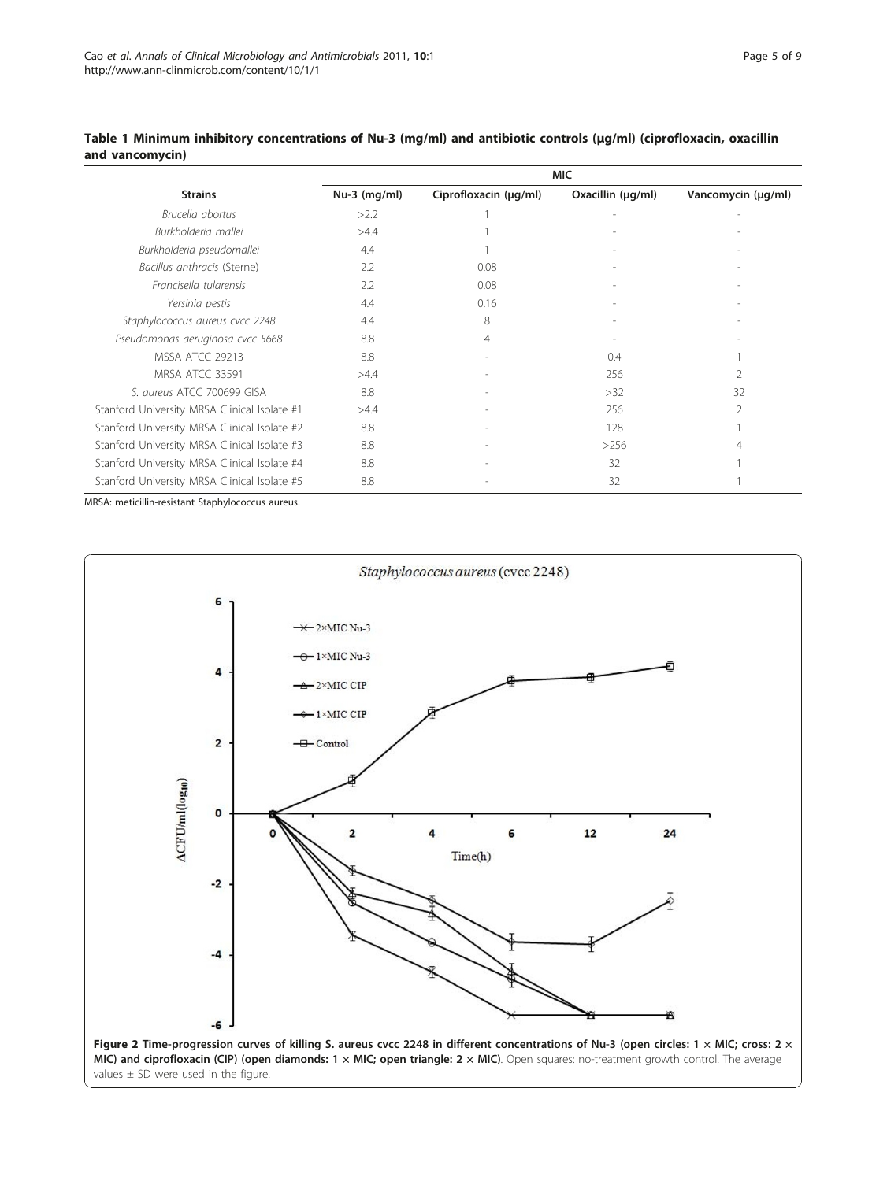**Table 1 Minimum inhibitory concentrations of Nu-3 (mg/ml) and antibiotic controls (μg/ml) (ciprofloxacin, oxacillin and vancomycin)**

| Strains | MIC | | | |
|---|---|---|---|---|
| | Nu-3 (mg/ml) | Ciprofloxacin (μg/ml) | Oxacillin (μg/ml) | Vancomycin (μg/ml) |
| *Brucella abortus* | >2.2 | 1 | - | - |
| *Burkholderia mallei* | >4.4 | 1 | - | - |
| *Burkholderia pseudomallei* | 4.4 | 1 | - | - |
| *Bacillus anthracis* (Sterne) | 2.2 | 0.08 | - | - |
| *Francisella tularensis* | 2.2 | 0.08 | - | - |
| *Yersinia pestis* | 4.4 | 0.16 | - | - |
| *Staphylococcus aureus cvcc 2248* | 4.4 | 8 | - | - |
| *Pseudomonas aeruginosa cvcc 5668* | 8.8 | 4 | - | - |
| MSSA ATCC 29213 | 8.8 | - | 0.4 | 1 |
| MRSA ATCC 33591 | >4.4 | - | 256 | 2 |
| *S. aureus* ATCC 700699 GISA | 8.8 | - | >32 | 32 |
| Stanford University MRSA Clinical Isolate #1 | >4.4 | - | 256 | 2 |
| Stanford University MRSA Clinical Isolate #2 | 8.8 | - | 128 | 1 |
| Stanford University MRSA Clinical Isolate #3 | 8.8 | - | >256 | 4 |
| Stanford University MRSA Clinical Isolate #4 | 8.8 | - | 32 | 1 |
| Stanford University MRSA Clinical Isolate #5 | 8.8 | - | 32 | 1 |

MRSA: meticillin-resistant Staphylococcus aureus.

**Figure 2 Time-progression curves of killing S. aureus cvcc 2248 in different concentrations of Nu-3 (open circles: 1 × MIC; cross: 2 × MIC) and ciprofloxacin (CIP) (open diamonds: 1 × MIC; open triangle: 2 × MIC)**. Open squares: no-treatment growth control. The average values ± SD were used in the figure.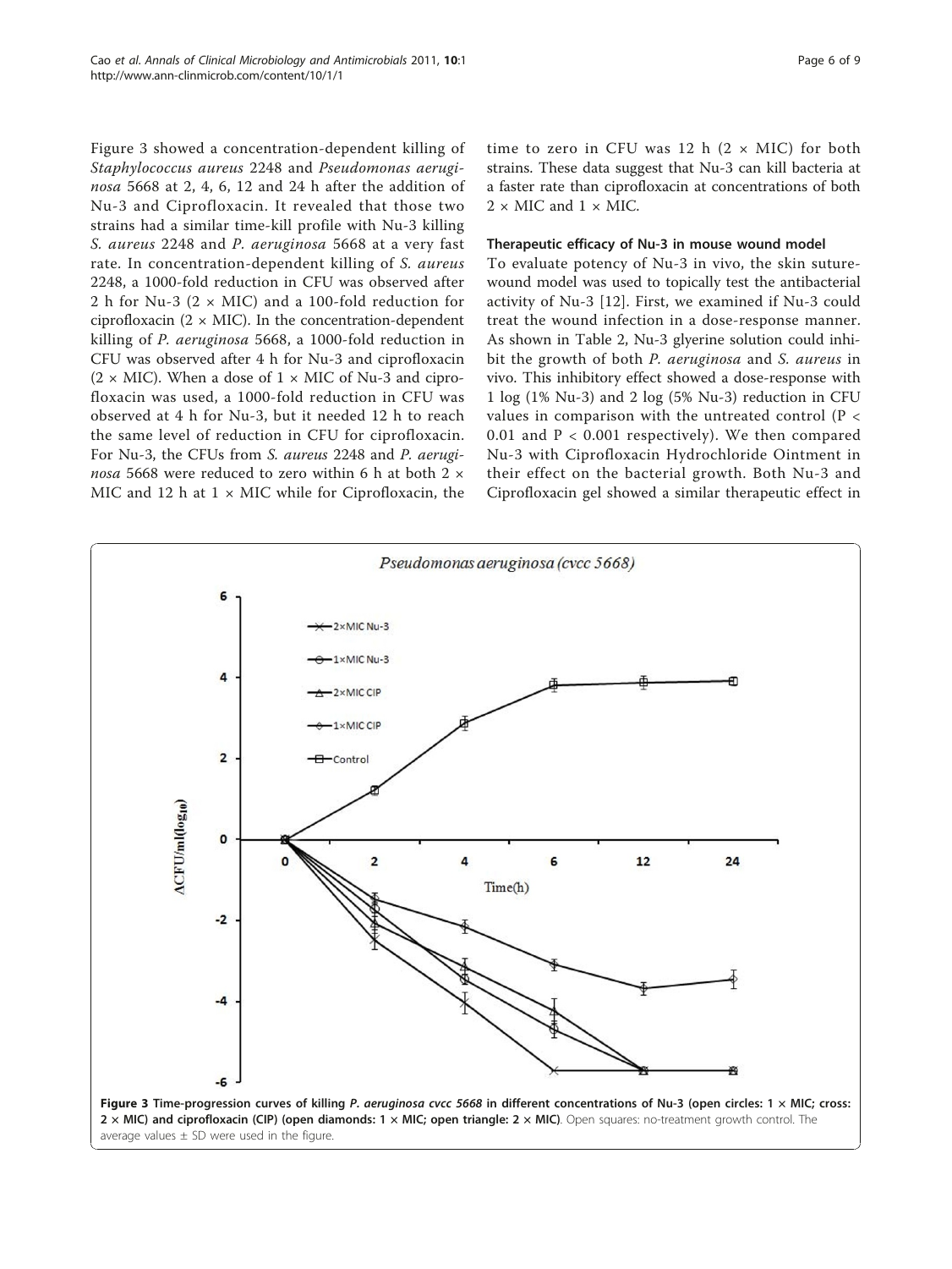Figure 3 showed a concentration-dependent killing of *Staphylococcus aureus* 2248 and *Pseudomonas aeruginosa* 5668 at 2, 4, 6, 12 and 24 h after the addition of Nu-3 and Ciprofloxacin. It revealed that those two strains had a similar time-kill profile with Nu-3 killing *S. aureus* 2248 and *P. aeruginosa* 5668 at a very fast rate. In concentration-dependent killing of *S. aureus* 2248, a 1000-fold reduction in CFU was observed after 2 h for Nu-3 (2 × MIC) and a 100-fold reduction for ciprofloxacin (2 × MIC). In the concentration-dependent killing of *P. aeruginosa* 5668, a 1000-fold reduction in CFU was observed after 4 h for Nu-3 and ciprofloxacin (2 × MIC). When a dose of 1 × MIC of Nu-3 and ciprofloxacin was used, a 1000-fold reduction in CFU was observed at 4 h for Nu-3, but it needed 12 h to reach the same level of reduction in CFU for ciprofloxacin. For Nu-3, the CFUs from *S. aureus* 2248 and *P. aeruginosa* 5668 were reduced to zero within 6 h at both 2 × MIC and 12 h at 1 × MIC while for Ciprofloxacin, the time to zero in CFU was 12 h (2 × MIC) for both strains. These data suggest that Nu-3 can kill bacteria at a faster rate than ciprofloxacin at concentrations of both 2 × MIC and 1 × MIC.

### Therapeutic efficacy of Nu-3 in mouse wound model

To evaluate potency of Nu-3 in vivo, the skin suture-wound model was used to topically test the antibacterial activity of Nu-3 [12]. First, we examined if Nu-3 could treat the wound infection in a dose-response manner. As shown in Table 2, Nu-3 glyerine solution could inhibit the growth of both *P. aeruginosa* and *S. aureus* in vivo. This inhibitory effect showed a dose-response with 1 log (1% Nu-3) and 2 log (5% Nu-3) reduction in CFU values in comparison with the untreated control ($P < 0.01$ and $P < 0.001$ respectively). We then compared Nu-3 with Ciprofloxacin Hydrochloride Ointment in their effect on the bacterial growth. Both Nu-3 and Ciprofloxacin gel showed a similar therapeutic effect in

**Figure 3 Time-progression curves of killing *P. aeruginosa cvcc 5668* in different concentrations of Nu-3 (open circles: 1 × MIC; cross: 2 × MIC) and ciprofloxacin (CIP) (open diamonds: 1 × MIC; open triangle: 2 × MIC)**. Open squares: no-treatment growth control. The average values ± SD were used in the figure.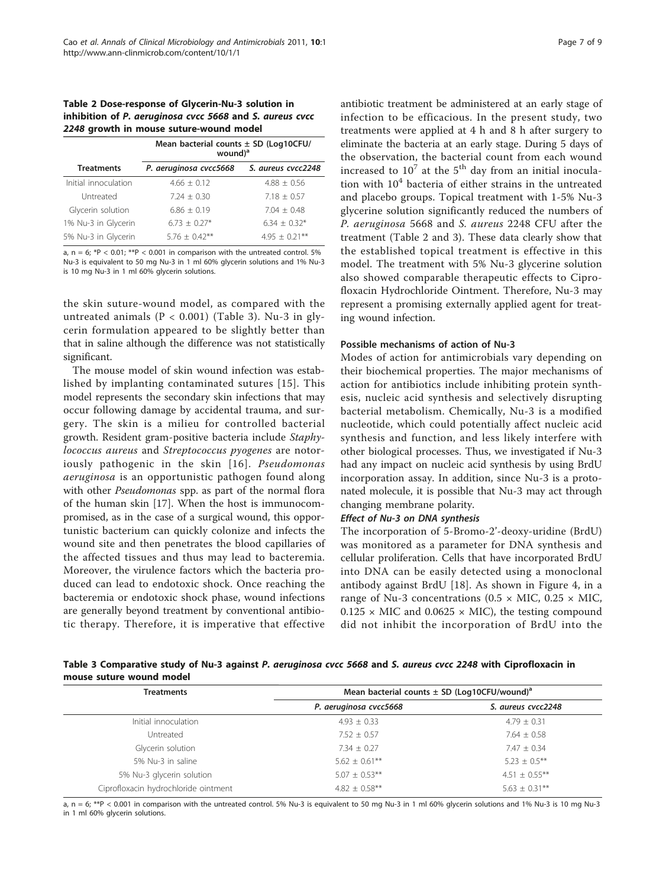**Table 2 Dose-response of Glycerin-Nu-3 solution in inhibition of *P. aeruginosa cvcc 5668* and *S. aureus cvcc 2248* growth in mouse suture-wound model**

| Treatments | Mean bacterial counts ± SD (Log10CFU/wound)[a] | |
|---|---|---|
| | *P. aeruginosa cvcc5668* | *S. aureus cvcc2248* |
| Initial innoculation | 4.66 ± 0.12 | 4.88 ± 0.56 |
| Untreated | 7.24 ± 0.30 | 7.18 ± 0.57 |
| Glycerin solution | 6.86 ± 0.19 | 7.04 ± 0.48 |
| 1% Nu-3 in Glycerin | 6.73 ± 0.27* | 6.34 ± 0.32* |
| 5% Nu-3 in Glycerin | 5.76 ± 0.42** | 4.95 ± 0.21** |

a, n = 6; *P < 0.01; **P < 0.001 in comparison with the untreated control. 5% Nu-3 is equivalent to 50 mg Nu-3 in 1 ml 60% glycerin solutions and 1% Nu-3 is 10 mg Nu-3 in 1 ml 60% glycerin solutions.

the skin suture-wound model, as compared with the untreated animals ($P < 0.001$) (Table 3). Nu-3 in glycerin formulation appeared to be slightly better than that in saline although the difference was not statistically significant.

The mouse model of skin wound infection was established by implanting contaminated sutures [15]. This model represents the secondary skin infections that may occur following damage by accidental trauma, and surgery. The skin is a milieu for controlled bacterial growth. Resident gram-positive bacteria include *Staphylococcus aureus* and *Streptococcus pyogenes* are notoriously pathogenic in the skin [16]. *Pseudomonas aeruginosa* is an opportunistic pathogen found along with other *Pseudomonas* spp. as part of the normal flora of the human skin [17]. When the host is immunocompromised, as in the case of a surgical wound, this opportunistic bacterium can quickly colonize and infects the wound site and then penetrates the blood capillaries of the affected tissues and thus may lead to bacteremia. Moreover, the virulence factors which the bacteria produced can lead to endotoxic shock. Once reaching the bacteremia or endotoxic shock phase, wound infections are generally beyond treatment by conventional antibiotic therapy. Therefore, it is imperative that effective antibiotic treatment be administered at an early stage of infection to be efficacious. In the present study, two treatments were applied at 4 h and 8 h after surgery to eliminate the bacteria at an early stage. During 5 days of the observation, the bacterial count from each wound increased to $10^7$ at the 5th day from an initial inoculation with $10^4$ bacteria of either strains in the untreated and placebo groups. Topical treatment with 1-5% Nu-3 glycerine solution significantly reduced the numbers of *P. aeruginosa* 5668 and *S. aureus* 2248 CFU after the treatment (Table 2 and 3). These data clearly show that the established topical treatment is effective in this model. The treatment with 5% Nu-3 glycerine solution also showed comparable therapeutic effects to Ciprofloxacin Hydrochloride Ointment. Therefore, Nu-3 may represent a promising externally applied agent for treating wound infection.

### Possible mechanisms of action of Nu-3

Modes of action for antimicrobials vary depending on their biochemical properties. The major mechanisms of action for antibiotics include inhibiting protein synthesis, nucleic acid synthesis and selectively disrupting bacterial metabolism. Chemically, Nu-3 is a modified nucleotide, which could potentially affect nucleic acid synthesis and function, and less likely interfere with other biological processes. Thus, we investigated if Nu-3 had any impact on nucleic acid synthesis by using BrdU incorporation assay. In addition, since Nu-3 is a protonated molecule, it is possible that Nu-3 may act through changing membrane polarity.

#### *Effect of Nu-3 on DNA synthesis*

The incorporation of 5-Bromo-2'-deoxy-uridine (BrdU) was monitored as a parameter for DNA synthesis and cellular proliferation. Cells that have incorporated BrdU into DNA can be easily detected using a monoclonal antibody against BrdU [18]. As shown in Figure 4, in a range of Nu-3 concentrations ($0.5 \times$ MIC, $0.25 \times$ MIC, $0.125 \times$ MIC and $0.0625 \times$ MIC), the testing compound did not inhibit the incorporation of BrdU into the

**Table 3 Comparative study of Nu-3 against *P. aeruginosa cvcc 5668* and *S. aureus cvcc 2248* with Ciprofloxacin in mouse suture wound model**

| Treatments | Mean bacterial counts ± SD (Log10CFU/wound)[a] | |
|---|---|---|
| | *P. aeruginosa cvcc5668* | *S. aureus cvcc2248* |
| Initial innoculation | 4.93 ± 0.33 | 4.79 ± 0.31 |
| Untreated | 7.52 ± 0.57 | 7.64 ± 0.58 |
| Glycerin solution | 7.34 ± 0.27 | 7.47 ± 0.34 |
| 5% Nu-3 in saline | 5.62 ± 0.61** | 5.23 ± 0.5** |
| 5% Nu-3 glycerin solution | 5.07 ± 0.53** | 4.51 ± 0.55** |
| Ciprofloxacin hydrochloride ointment | 4.82 ± 0.58** | 5.63 ± 0.31** |

a, n = 6; **P < 0.001 in comparison with the untreated control. 5% Nu-3 is equivalent to 50 mg Nu-3 in 1 ml 60% glycerin solutions and 1% Nu-3 is 10 mg Nu-3 in 1 ml 60% glycerin solutions.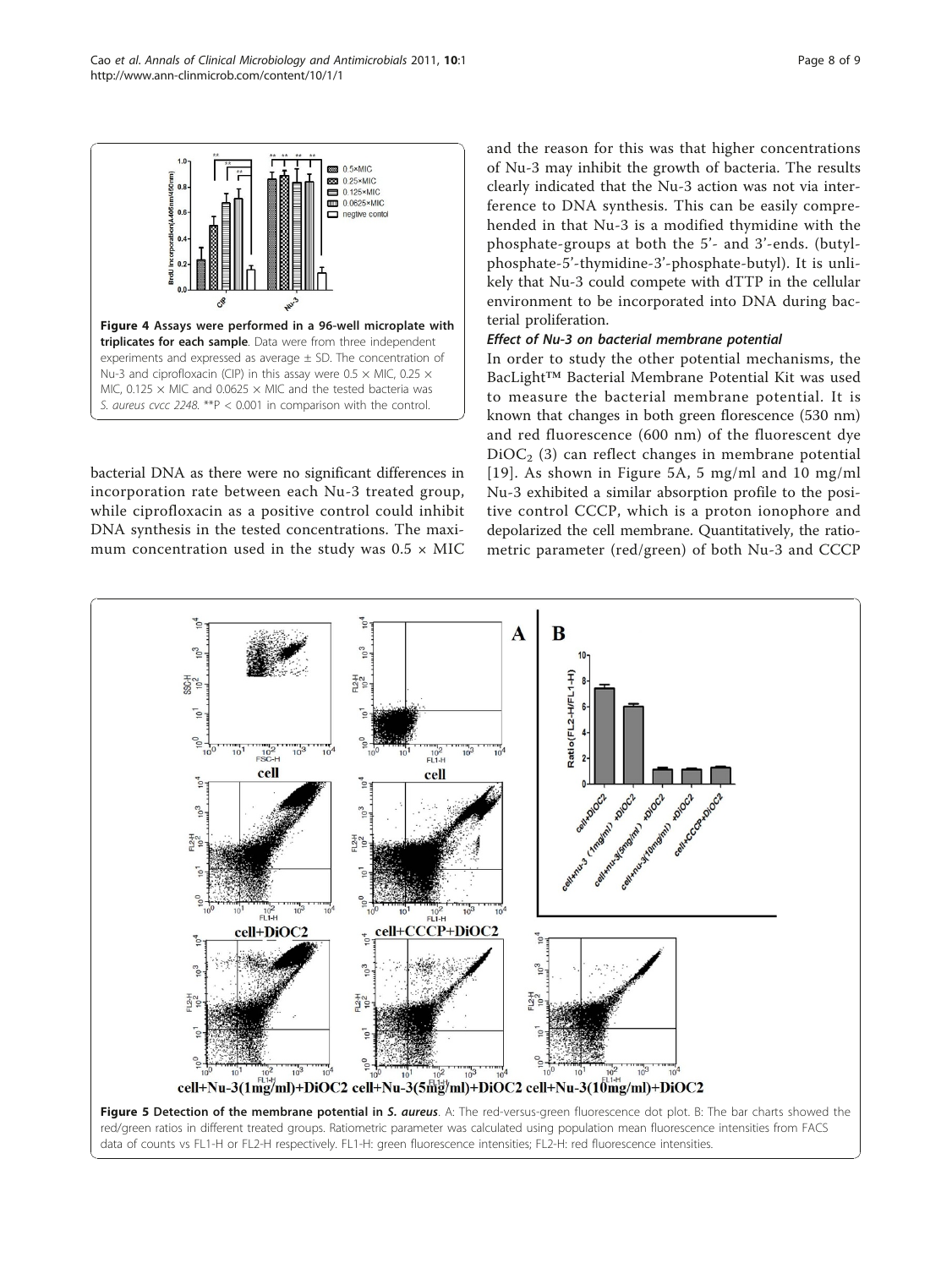Figure 4 Assays were performed in a 96-well microplate with triplicates for each sample. Data were from three independent experiments and expressed as average ± SD. The concentration of Nu-3 and ciprofloxacin (CIP) in this assay were 0.5 × MIC, 0.25 × MIC, 0.125 × MIC and 0.0625 × MIC and the tested bacteria was *S. aureus cvcc 2248*. **P < 0.001 in comparison with the control.

bacterial DNA as there were no significant differences in incorporation rate between each Nu-3 treated group, while ciprofloxacin as a positive control could inhibit DNA synthesis in the tested concentrations. The maximum concentration used in the study was 0.5 × MIC and the reason for this was that higher concentrations of Nu-3 may inhibit the growth of bacteria. The results clearly indicated that the Nu-3 action was not via interference to DNA synthesis. This can be easily comprehended in that Nu-3 is a modified thymidine with the phosphate-groups at both the 5'- and 3'-ends. (butyl-phosphate-5'-thymidine-3'-phosphate-butyl). It is unlikely that Nu-3 could compete with dTTP in the cellular environment to be incorporated into DNA during bacterial proliferation.

### Effect of Nu-3 on bacterial membrane potential

In order to study the other potential mechanisms, the BacLight™ Bacterial Membrane Potential Kit was used to measure the bacterial membrane potential. It is known that changes in both green florescence (530 nm) and red fluorescence (600 nm) of the fluorescent dye $DiOC_2$ (3) can reflect changes in membrane potential [19]. As shown in Figure 5A, 5 mg/ml and 10 mg/ml Nu-3 exhibited a similar absorption profile to the positive control CCCP, which is a proton ionophore and depolarized the cell membrane. Quantitatively, the ratiometric parameter (red/green) of both Nu-3 and CCCP

Figure 5 Detection of the membrane potential in *S. aureus*. A: The red-versus-green fluorescence dot plot. B: The bar charts showed the red/green ratios in different treated groups. Ratiometric parameter was calculated using population mean fluorescence intensities from FACS data of counts vs FL1-H or FL2-H respectively. FL1-H: green fluorescence intensities; FL2-H: red fluorescence intensities.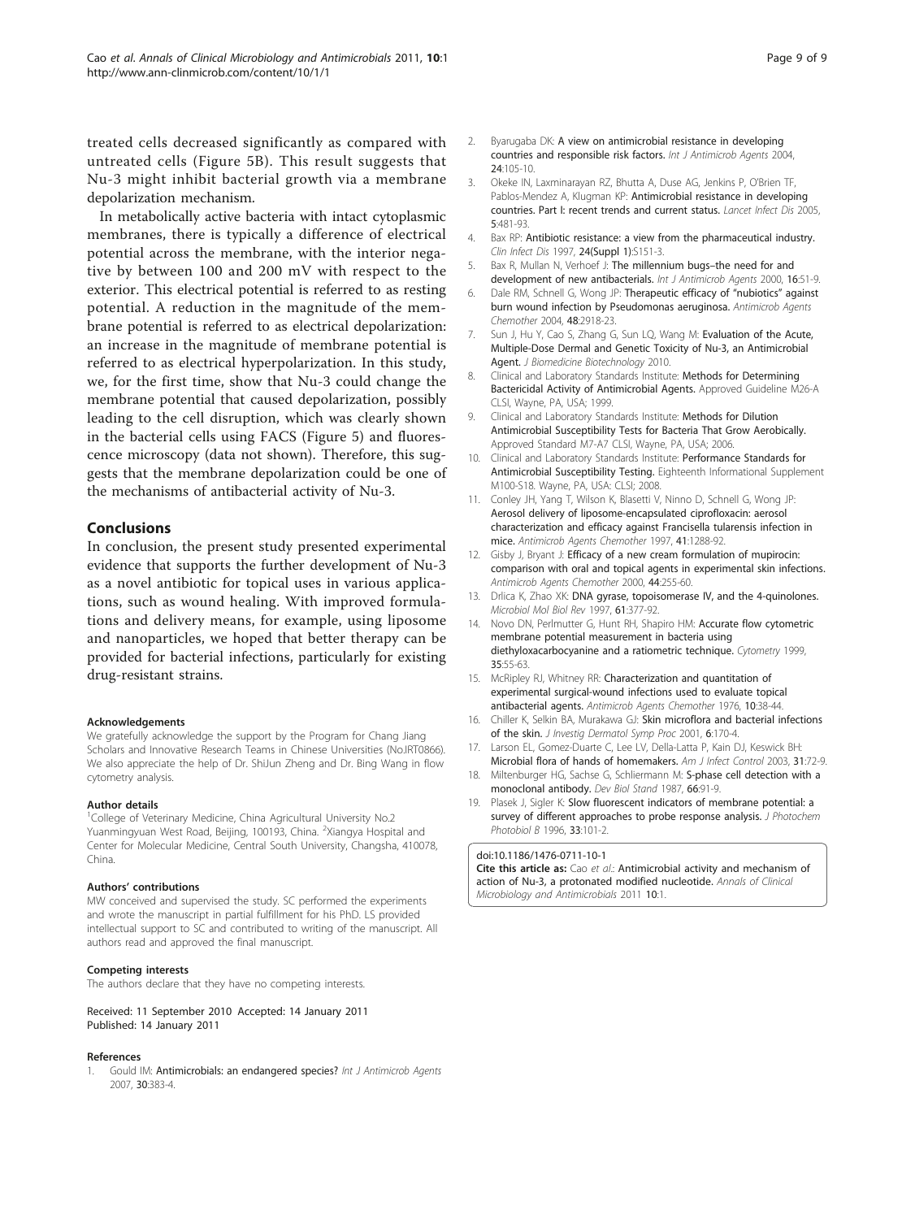treated cells decreased significantly as compared with untreated cells (Figure 5B). This result suggests that Nu-3 might inhibit bacterial growth via a membrane depolarization mechanism.

In metabolically active bacteria with intact cytoplasmic membranes, there is typically a difference of electrical potential across the membrane, with the interior negative by between 100 and 200 mV with respect to the exterior. This electrical potential is referred to as resting potential. A reduction in the magnitude of the membrane potential is referred to as electrical depolarization: an increase in the magnitude of membrane potential is referred to as electrical hyperpolarization. In this study, we, for the first time, show that Nu-3 could change the membrane potential that caused depolarization, possibly leading to the cell disruption, which was clearly shown in the bacterial cells using FACS (Figure 5) and fluorescence microscopy (data not shown). Therefore, this suggests that the membrane depolarization could be one of the mechanisms of antibacterial activity of Nu-3.

## Conclusions

In conclusion, the present study presented experimental evidence that supports the further development of Nu-3 as a novel antibiotic for topical uses in various applications, such as wound healing. With improved formulations and delivery means, for example, using liposome and nanoparticles, we hoped that better therapy can be provided for bacterial infections, particularly for existing drug-resistant strains.

#### Acknowledgements

We gratefully acknowledge the support by the Program for Chang Jiang Scholars and Innovative Research Teams in Chinese Universities (No.IRT0866). We also appreciate the help of Dr. ShiJun Zheng and Dr. Bing Wang in flow cytometry analysis.

#### Author details

[1]College of Veterinary Medicine, China Agricultural University No.2 Yuanmingyuan West Road, Beijing, 100193, China. [2]Xiangya Hospital and Center for Molecular Medicine, Central South University, Changsha, 410078, China.

#### Authors' contributions

MW conceived and supervised the study. SC performed the experiments and wrote the manuscript in partial fulfillment for his PhD. LS provided intellectual support to SC and contributed to writing of the manuscript. All authors read and approved the final manuscript.

#### Competing interests

The authors declare that they have no competing interests.

Received: 11 September 2010 Accepted: 14 January 2011
Published: 14 January 2011

#### References

1. Gould IM: **Antimicrobials: an endangered species?** *Int J Antimicrob Agents* 2007, **30**:383-4.
2. Byarugaba DK: **A view on antimicrobial resistance in developing countries and responsible risk factors.** *Int J Antimicrob Agents* 2004, **24**:105-10.
3. Okeke IN, Laxminarayan RZ, Bhutta A, Duse AG, Jenkins P, O'Brien TF, Pablos-Mendez A, Klugman KP: **Antimicrobial resistance in developing countries. Part I: recent trends and current status.** *Lancet Infect Dis* 2005, **5**:481-93.
4. Bax RP: **Antibiotic resistance: a view from the pharmaceutical industry.** *Clin Infect Dis* 1997, **24(Suppl 1)**:S151-3.
5. Bax R, Mullan N, Verhoef J: **The millennium bugs–the need for and development of new antibacterials.** *Int J Antimicrob Agents* 2000, **16**:51-9.
6. Dale RM, Schnell G, Wong JP: **Therapeutic efficacy of "nubiotics" against burn wound infection by Pseudomonas aeruginosa.** *Antimicrob Agents Chemother* 2004, **48**:2918-23.
7. Sun J, Hu Y, Cao S, Zhang G, Sun LQ, Wang M: **Evaluation of the Acute, Multiple-Dose Dermal and Genetic Toxicity of Nu-3, an Antimicrobial Agent.** *J Biomedicine Biotechnology* 2010.
8. Clinical and Laboratory Standards Institute: **Methods for Determining Bactericidal Activity of Antimicrobial Agents.** Approved Guideline M26-A CLSI, Wayne, PA, USA; 1999.
9. Clinical and Laboratory Standards Institute: **Methods for Dilution Antimicrobial Susceptibility Tests for Bacteria That Grow Aerobically.** Approved Standard M7-A7 CLSI, Wayne, PA, USA; 2006.
10. Clinical and Laboratory Standards Institute: **Performance Standards for Antimicrobial Susceptibility Testing.** Eighteenth Informational Supplement M100-S18. Wayne, PA, USA: CLSI; 2008.
11. Conley JH, Yang T, Wilson K, Blasetti V, Ninno D, Schnell G, Wong JP: **Aerosol delivery of liposome-encapsulated ciprofloxacin: aerosol characterization and efficacy against Francisella tularensis infection in mice.** *Antimicrob Agents Chemother* 1997, **41**:1288-92.
12. Gisby J, Bryant J: **Efficacy of a new cream formulation of mupirocin: comparison with oral and topical agents in experimental skin infections.** *Antimicrob Agents Chemother* 2000, **44**:255-60.
13. Drlica K, Zhao XK: **DNA gyrase, topoisomerase IV, and the 4-quinolones.** *Microbiol Mol Biol Rev* 1997, **61**:377-92.
14. Novo DN, Perlmutter G, Hunt RH, Shapiro HM: **Accurate flow cytometric membrane potential measurement in bacteria using diethyloxacarbocyanine and a ratiometric technique.** *Cytometry* 1999, **35**:55-63.
15. McRipley RJ, Whitney RR: **Characterization and quantitation of experimental surgical-wound infections used to evaluate topical antibacterial agents.** *Antimicrob Agents Chemother* 1976, **10**:38-44.
16. Chiller K, Selkin BA, Murakawa GJ: **Skin microflora and bacterial infections of the skin.** *J Investig Dermatol Symp Proc* 2001, **6**:170-4.
17. Larson EL, Gomez-Duarte C, Lee LV, Della-Latta P, Kain DJ, Keswick BH: **Microbial flora of hands of homemakers.** *Am J Infect Control* 2003, **31**:72-9.
18. Miltenburger HG, Sachse G, Schliermann M: **S-phase cell detection with a monoclonal antibody.** *Dev Biol Stand* 1987, **66**:91-9.
19. Plasek J, Sigler K: **Slow fluorescent indicators of membrane potential: a survey of different approaches to probe response analysis.** *J Photochem Photobiol B* 1996, **33**:101-2.

doi:10.1186/1476-0711-10-1
**Cite this article as:** Cao *et al.*: Antimicrobial activity and mechanism of action of Nu-3, a protonated modified nucleotide. *Annals of Clinical Microbiology and Antimicrobials* 2011 **10**:1.